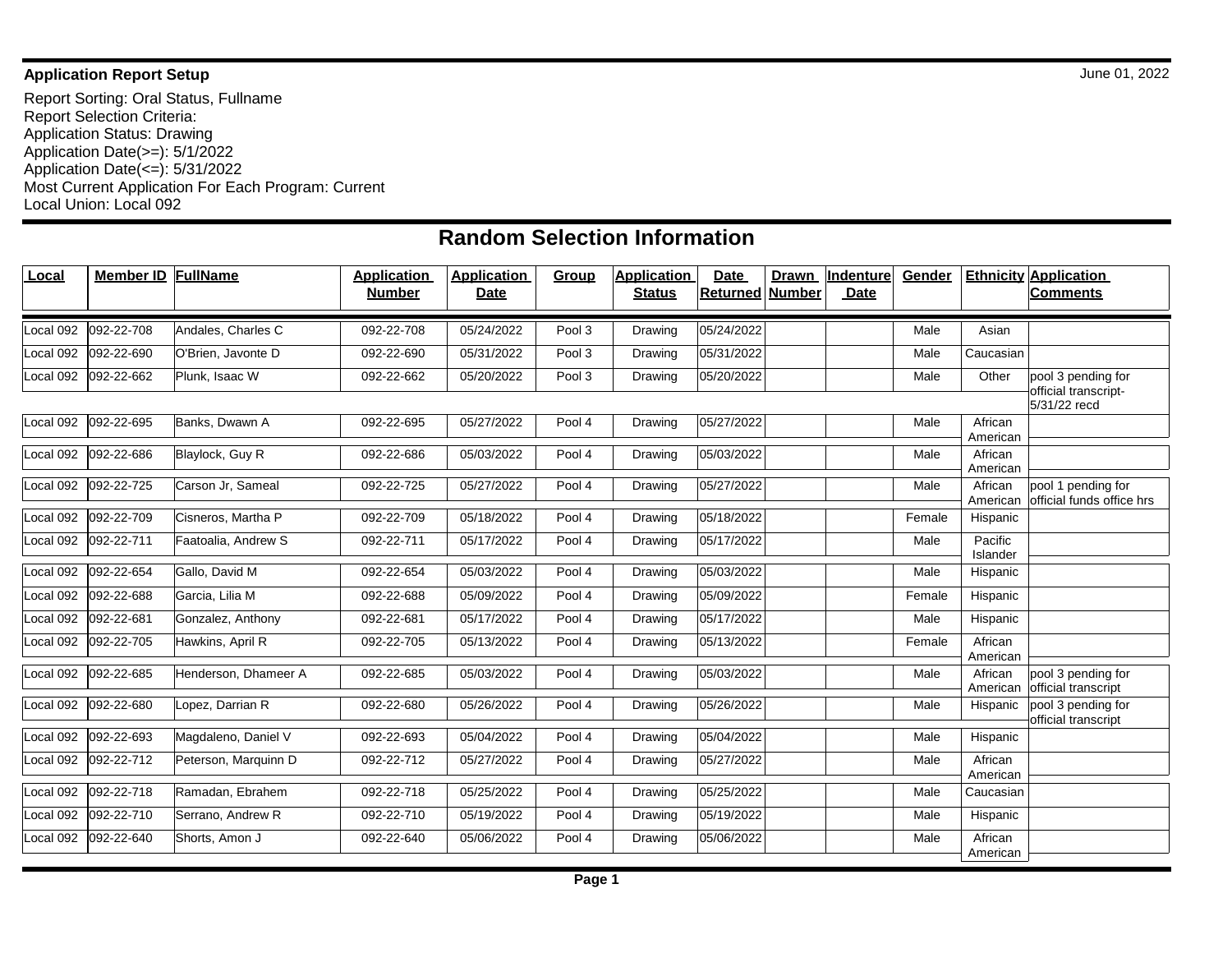**Application Report Setup**

June 01, 2022

Report Sorting: Oral Status, Fullname
Report Selection Criteria:
Application Status: Drawing
Application Date(>=): 5/1/2022
Application Date(<=): 5/31/2022
Most Current Application For Each Program: Current
Local Union: Local 092

## Random Selection Information

| Local | Member ID | FullName | Application Number | Application Date | Group | Application Status | Date Returned | Drawn Number | Indenture Date | Gender | Ethnicity | Application Comments |
|---|---|---|---|---|---|---|---|---|---|---|---|---|
| Local 092 | 092-22-708 | Andales, Charles C | 092-22-708 | 05/24/2022 | Pool 3 | Drawing | 05/24/2022 | | | Male | Asian | |
| Local 092 | 092-22-690 | O'Brien, Javonte D | 092-22-690 | 05/31/2022 | Pool 3 | Drawing | 05/31/2022 | | | Male | Caucasian | |
| Local 092 | 092-22-662 | Plunk, Isaac W | 092-22-662 | 05/20/2022 | Pool 3 | Drawing | 05/20/2022 | | | Male | Other | pool 3 pending for official transcript-5/31/22 recd |
| Local 092 | 092-22-695 | Banks, Dwawn A | 092-22-695 | 05/27/2022 | Pool 4 | Drawing | 05/27/2022 | | | Male | African American | |
| Local 092 | 092-22-686 | Blaylock, Guy R | 092-22-686 | 05/03/2022 | Pool 4 | Drawing | 05/03/2022 | | | Male | African American | |
| Local 092 | 092-22-725 | Carson Jr, Sameal | 092-22-725 | 05/27/2022 | Pool 4 | Drawing | 05/27/2022 | | | Male | African American | pool 1 pending for official funds office hrs |
| Local 092 | 092-22-709 | Cisneros, Martha P | 092-22-709 | 05/18/2022 | Pool 4 | Drawing | 05/18/2022 | | | Female | Hispanic | |
| Local 092 | 092-22-711 | Faatoalia, Andrew S | 092-22-711 | 05/17/2022 | Pool 4 | Drawing | 05/17/2022 | | | Male | Pacific Islander | |
| Local 092 | 092-22-654 | Gallo, David M | 092-22-654 | 05/03/2022 | Pool 4 | Drawing | 05/03/2022 | | | Male | Hispanic | |
| Local 092 | 092-22-688 | Garcia, Lilia M | 092-22-688 | 05/09/2022 | Pool 4 | Drawing | 05/09/2022 | | | Female | Hispanic | |
| Local 092 | 092-22-681 | Gonzalez, Anthony | 092-22-681 | 05/17/2022 | Pool 4 | Drawing | 05/17/2022 | | | Male | Hispanic | |
| Local 092 | 092-22-705 | Hawkins, April R | 092-22-705 | 05/13/2022 | Pool 4 | Drawing | 05/13/2022 | | | Female | African American | |
| Local 092 | 092-22-685 | Henderson, Dhameer A | 092-22-685 | 05/03/2022 | Pool 4 | Drawing | 05/03/2022 | | | Male | African American | pool 3 pending for official transcript |
| Local 092 | 092-22-680 | Lopez, Darrian R | 092-22-680 | 05/26/2022 | Pool 4 | Drawing | 05/26/2022 | | | Male | Hispanic | pool 3 pending for official transcript |
| Local 092 | 092-22-693 | Magdaleno, Daniel V | 092-22-693 | 05/04/2022 | Pool 4 | Drawing | 05/04/2022 | | | Male | Hispanic | |
| Local 092 | 092-22-712 | Peterson, Marquinn D | 092-22-712 | 05/27/2022 | Pool 4 | Drawing | 05/27/2022 | | | Male | African American | |
| Local 092 | 092-22-718 | Ramadan, Ebrahem | 092-22-718 | 05/25/2022 | Pool 4 | Drawing | 05/25/2022 | | | Male | Caucasian | |
| Local 092 | 092-22-710 | Serrano, Andrew R | 092-22-710 | 05/19/2022 | Pool 4 | Drawing | 05/19/2022 | | | Male | Hispanic | |
| Local 092 | 092-22-640 | Shorts, Amon J | 092-22-640 | 05/06/2022 | Pool 4 | Drawing | 05/06/2022 | | | Male | African American | |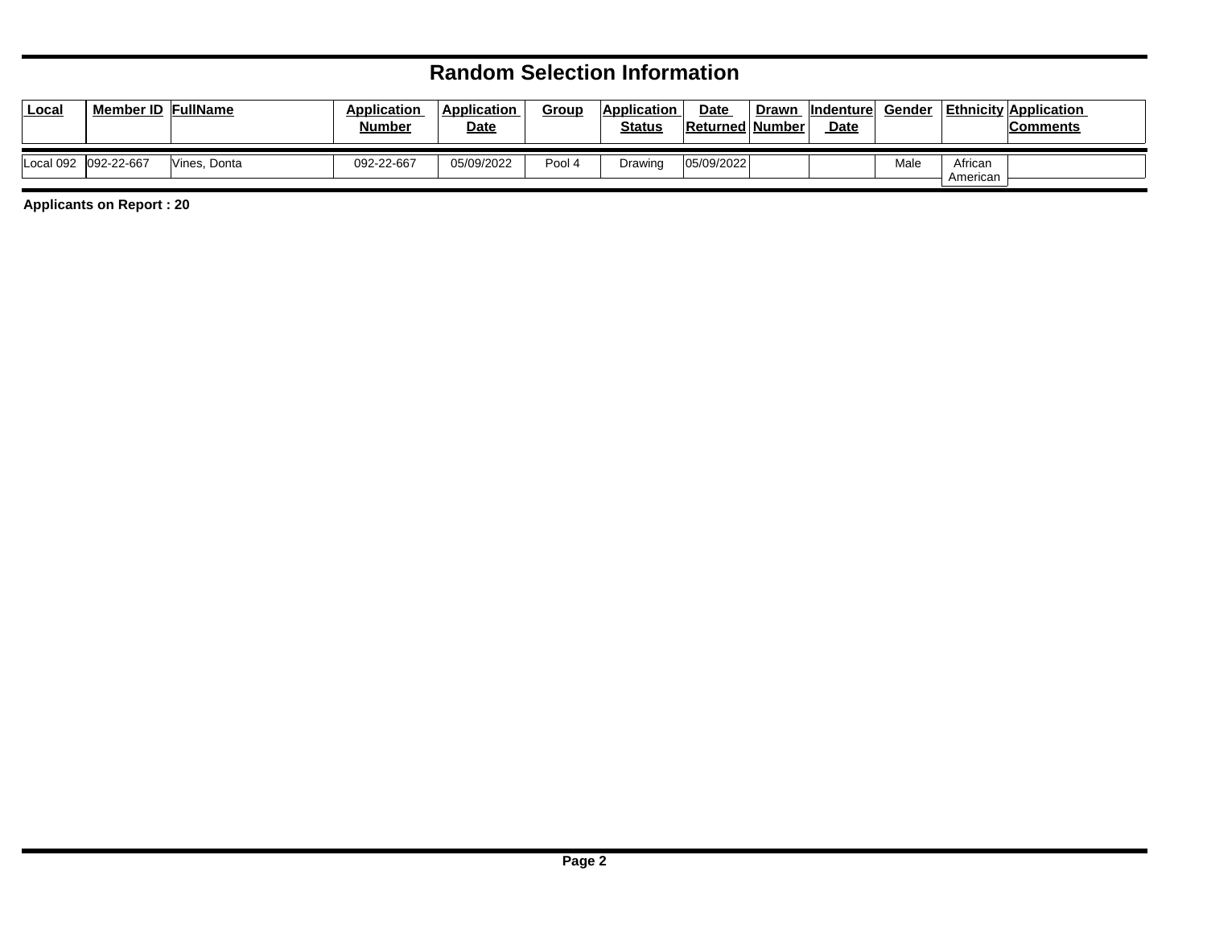# Random Selection Information

| Local | Member ID | FullName | Application Number | Application Date | Group | Application Status | Date Returned | Drawn Number | Indenture Date | Gender | Ethnicity | Application Comments |
|---|---|---|---|---|---|---|---|---|---|---|---|---|
| Local 092 | 092-22-667 | Vines, Donta | 092-22-667 | 05/09/2022 | Pool 4 | Drawing | 05/09/2022 | | | Male | African American | |

**Applicants on Report : 20**